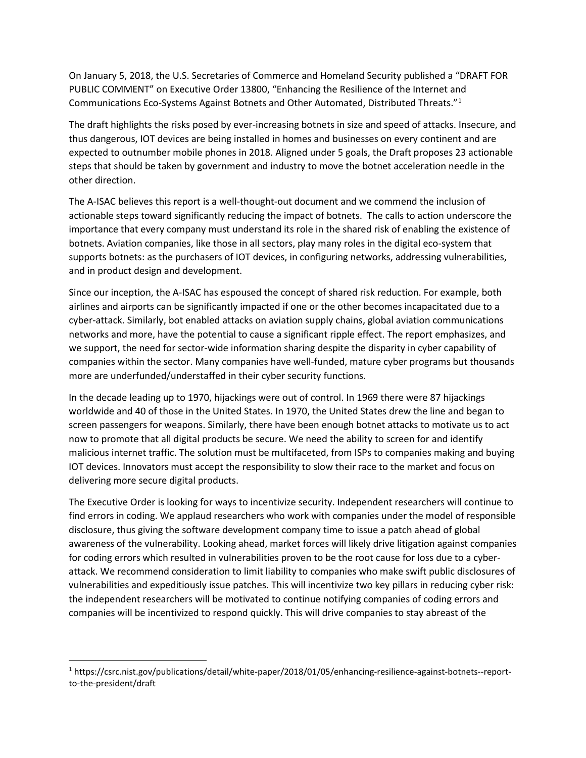On January 5, 2018, the U.S. Secretaries of Commerce and Homeland Security published a "DRAFT FOR PUBLIC COMMENT" on Executive Order 13800, "Enhancing the Resilience of the Internet and Communications Eco-Systems Against Botnets and Other Automated, Distributed Threats."[1]

The draft highlights the risks posed by ever-increasing botnets in size and speed of attacks. Insecure, and thus dangerous, IOT devices are being installed in homes and businesses on every continent and are expected to outnumber mobile phones in 2018. Aligned under 5 goals, the Draft proposes 23 actionable steps that should be taken by government and industry to move the botnet acceleration needle in the other direction.

The A-ISAC believes this report is a well-thought-out document and we commend the inclusion of actionable steps toward significantly reducing the impact of botnets. The calls to action underscore the importance that every company must understand its role in the shared risk of enabling the existence of botnets. Aviation companies, like those in all sectors, play many roles in the digital eco-system that supports botnets: as the purchasers of IOT devices, in configuring networks, addressing vulnerabilities, and in product design and development.

Since our inception, the A-ISAC has espoused the concept of shared risk reduction. For example, both airlines and airports can be significantly impacted if one or the other becomes incapacitated due to a cyber-attack. Similarly, bot enabled attacks on aviation supply chains, global aviation communications networks and more, have the potential to cause a significant ripple effect. The report emphasizes, and we support, the need for sector-wide information sharing despite the disparity in cyber capability of companies within the sector. Many companies have well-funded, mature cyber programs but thousands more are underfunded/understaffed in their cyber security functions.

In the decade leading up to 1970, hijackings were out of control. In 1969 there were 87 hijackings worldwide and 40 of those in the United States. In 1970, the United States drew the line and began to screen passengers for weapons. Similarly, there have been enough botnet attacks to motivate us to act now to promote that all digital products be secure. We need the ability to screen for and identify malicious internet traffic. The solution must be multifaceted, from ISPs to companies making and buying IOT devices. Innovators must accept the responsibility to slow their race to the market and focus on delivering more secure digital products.

The Executive Order is looking for ways to incentivize security. Independent researchers will continue to find errors in coding. We applaud researchers who work with companies under the model of responsible disclosure, thus giving the software development company time to issue a patch ahead of global awareness of the vulnerability. Looking ahead, market forces will likely drive litigation against companies for coding errors which resulted in vulnerabilities proven to be the root cause for loss due to a cyber-attack. We recommend consideration to limit liability to companies who make swift public disclosures of vulnerabilities and expeditiously issue patches. This will incentivize two key pillars in reducing cyber risk: the independent researchers will be motivated to continue notifying companies of coding errors and companies will be incentivized to respond quickly. This will drive companies to stay abreast of the

---

[1] https://csrc.nist.gov/publications/detail/white-paper/2018/01/05/enhancing-resilience-against-botnets--report-to-the-president/draft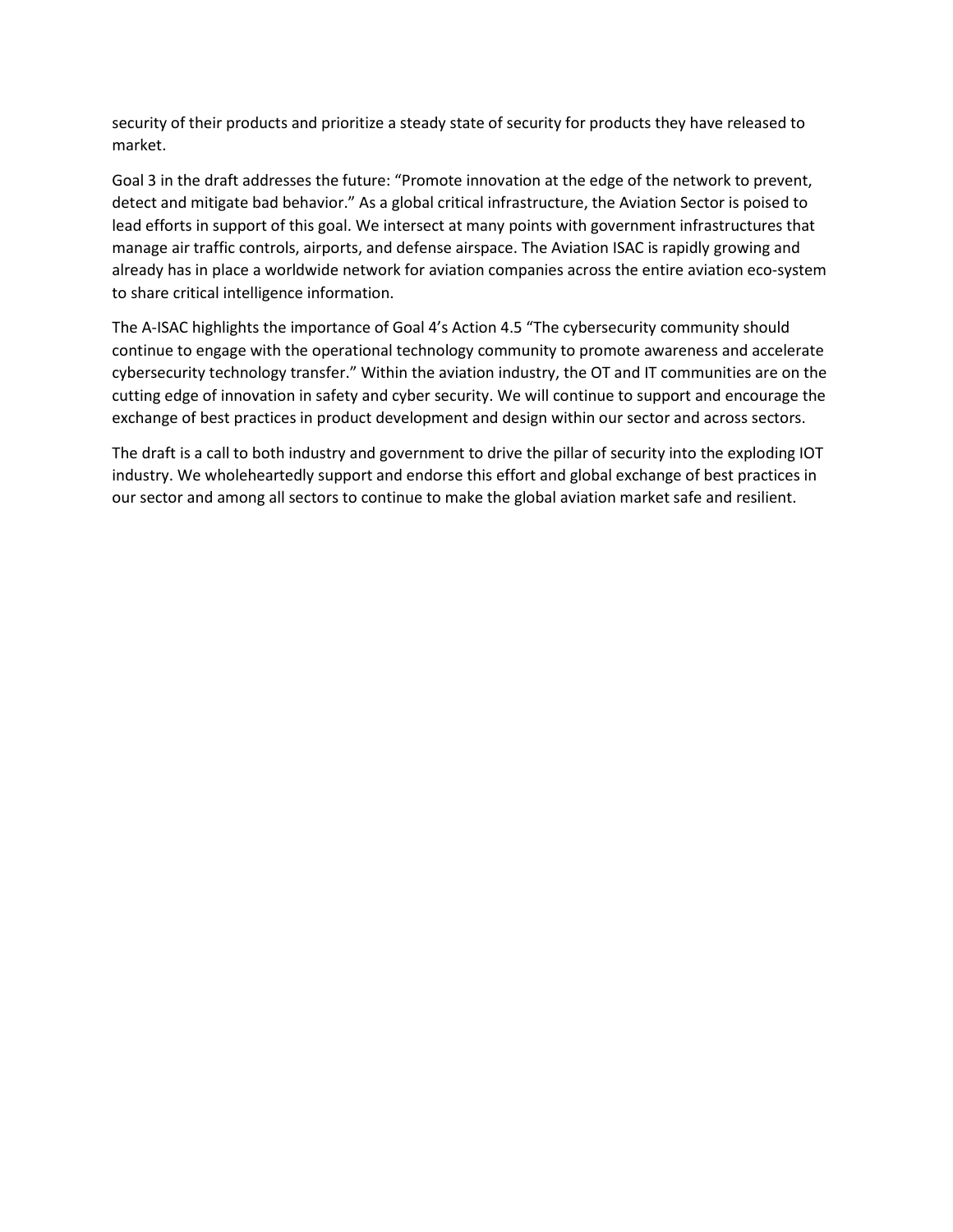security of their products and prioritize a steady state of security for products they have released to market.

Goal 3 in the draft addresses the future: “Promote innovation at the edge of the network to prevent, detect and mitigate bad behavior.” As a global critical infrastructure, the Aviation Sector is poised to lead efforts in support of this goal. We intersect at many points with government infrastructures that manage air traffic controls, airports, and defense airspace. The Aviation ISAC is rapidly growing and already has in place a worldwide network for aviation companies across the entire aviation eco-system to share critical intelligence information.

The A-ISAC highlights the importance of Goal 4’s Action 4.5 “The cybersecurity community should continue to engage with the operational technology community to promote awareness and accelerate cybersecurity technology transfer.” Within the aviation industry, the OT and IT communities are on the cutting edge of innovation in safety and cyber security. We will continue to support and encourage the exchange of best practices in product development and design within our sector and across sectors.

The draft is a call to both industry and government to drive the pillar of security into the exploding IOT industry. We wholeheartedly support and endorse this effort and global exchange of best practices in our sector and among all sectors to continue to make the global aviation market safe and resilient.